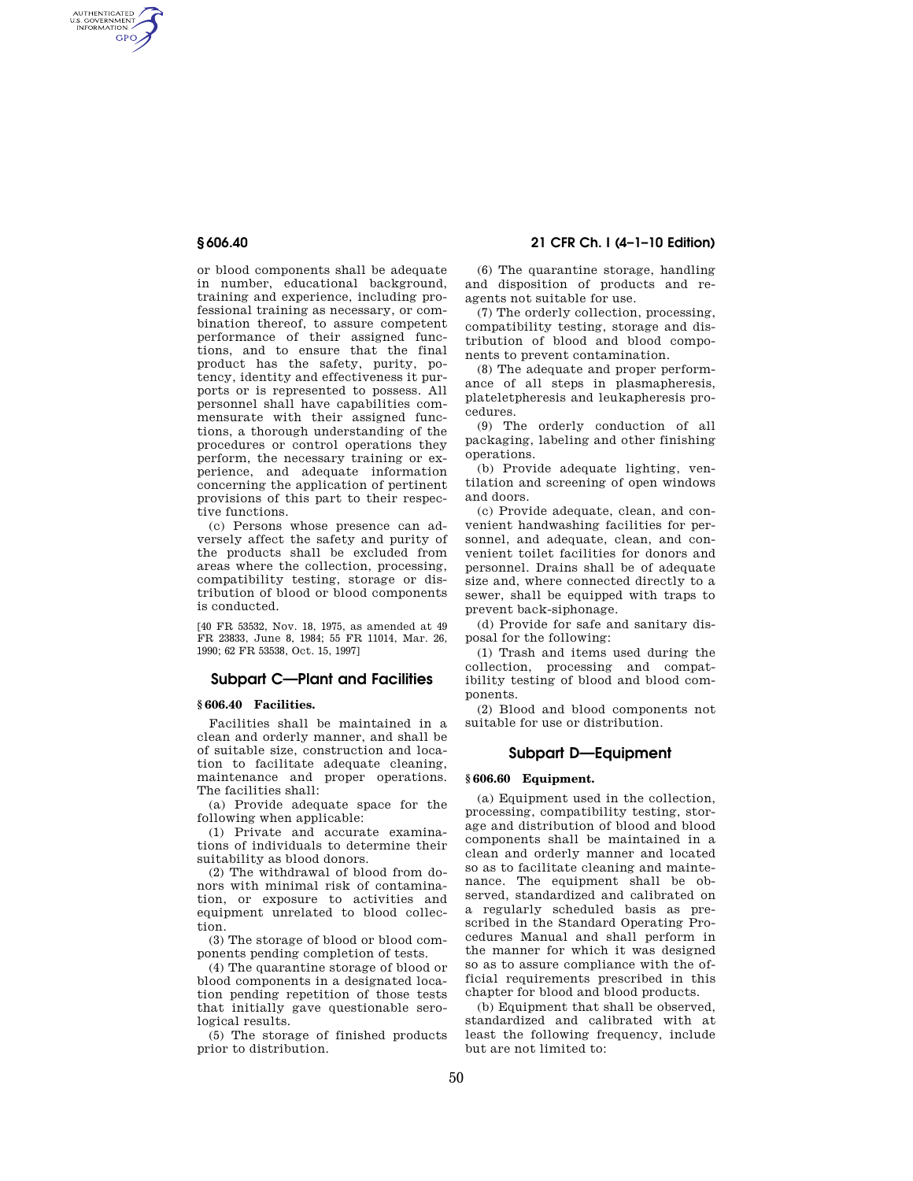or blood components shall be adequate in number, educational background, training and experience, including professional training as necessary, or combination thereof, to assure competent performance of their assigned functions, and to ensure that the final product has the safety, purity, potency, identity and effectiveness it purports or is represented to possess. All personnel shall have capabilities commensurate with their assigned functions, a thorough understanding of the procedures or control operations they perform, the necessary training or experience, and adequate information concerning the application of pertinent provisions of this part to their respective functions.

(c) Persons whose presence can adversely affect the safety and purity of the products shall be excluded from areas where the collection, processing, compatibility testing, storage or distribution of blood or blood components is conducted.

[40 FR 53532, Nov. 18, 1975, as amended at 49 FR 23833, June 8, 1984; 55 FR 11014, Mar. 26, 1990; 62 FR 53538, Oct. 15, 1997]

## Subpart C—Plant and Facilities

### § 606.40 Facilities.

Facilities shall be maintained in a clean and orderly manner, and shall be of suitable size, construction and location to facilitate adequate cleaning, maintenance and proper operations. The facilities shall:

(a) Provide adequate space for the following when applicable:

(1) Private and accurate examinations of individuals to determine their suitability as blood donors.

(2) The withdrawal of blood from donors with minimal risk of contamination, or exposure to activities and equipment unrelated to blood collection.

(3) The storage of blood or blood components pending completion of tests.

(4) The quarantine storage of blood or blood components in a designated location pending repetition of those tests that initially gave questionable serological results.

(5) The storage of finished products prior to distribution.

(6) The quarantine storage, handling and disposition of products and reagents not suitable for use.

(7) The orderly collection, processing, compatibility testing, storage and distribution of blood and blood components to prevent contamination.

(8) The adequate and proper performance of all steps in plasmapheresis, plateletpheresis and leukapheresis procedures.

(9) The orderly conduction of all packaging, labeling and other finishing operations.

(b) Provide adequate lighting, ventilation and screening of open windows and doors.

(c) Provide adequate, clean, and convenient handwashing facilities for personnel, and adequate, clean, and convenient toilet facilities for donors and personnel. Drains shall be of adequate size and, where connected directly to a sewer, shall be equipped with traps to prevent back-siphonage.

(d) Provide for safe and sanitary disposal for the following:

(1) Trash and items used during the collection, processing and compatibility testing of blood and blood components.

(2) Blood and blood components not suitable for use or distribution.

## Subpart D—Equipment

### § 606.60 Equipment.

(a) Equipment used in the collection, processing, compatibility testing, storage and distribution of blood and blood components shall be maintained in a clean and orderly manner and located so as to facilitate cleaning and maintenance. The equipment shall be observed, standardized and calibrated on a regularly scheduled basis as prescribed in the Standard Operating Procedures Manual and shall perform in the manner for which it was designed so as to assure compliance with the official requirements prescribed in this chapter for blood and blood products.

(b) Equipment that shall be observed, standardized and calibrated with at least the following frequency, include but are not limited to: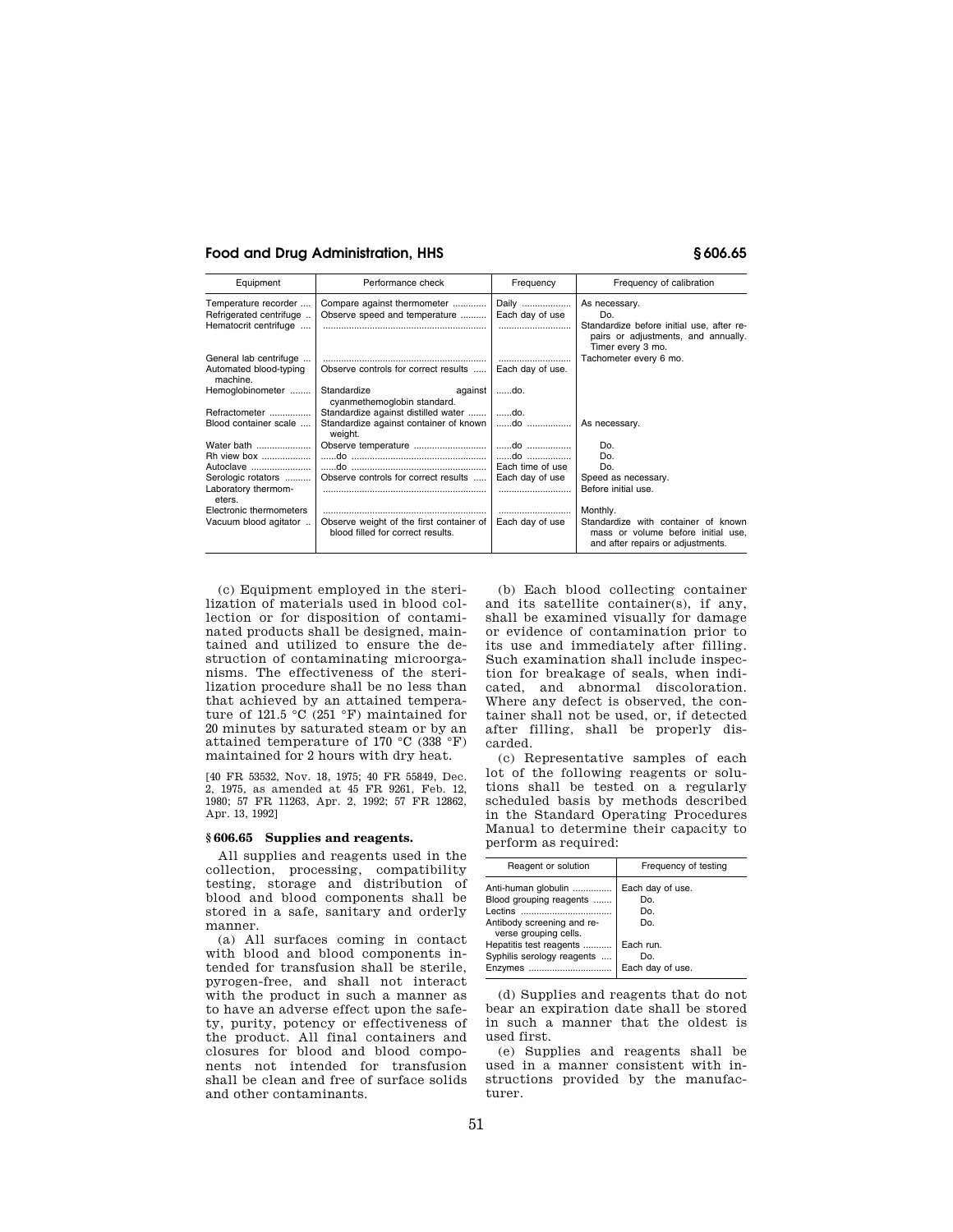| Equipment | Performance check | Frequency | Frequency of calibration |
| --- | --- | --- | --- |
| Temperature recorder | Compare against thermometer | Daily | As necessary. |
| Refrigerated centrifuge | Observe speed and temperature | Each day of use | Do. |
| Hematocrit centrifuge | | | Standardize before initial use, after repairs or adjustments, and annually. Timer every 3 mo. |
| General lab centrifuge | | | Tachometer every 6 mo. |
| Automated blood-typing machine. | Observe controls for correct results | Each day of use. | |
| Hemoglobinometer | Standardize against cyanmethemoglobin standard. | ......do. | |
| Refractometer | Standardize against distilled water | ......do. | |
| Blood container scale | Standardize against container of known weight. | ......do | As necessary. |
| Water bath | Observe temperature | ......do | Do. |
| Rh view box | ......do | ......do | Do. |
| Autoclave | ......do | Each time of use | Do. |
| Serologic rotators | Observe controls for correct results | Each day of use | Speed as necessary. |
| Laboratory thermometers. | | | Before initial use. |
| Electronic thermometers | | | Monthly. |
| Vacuum blood agitator | Observe weight of the first container of blood filled for correct results. | Each day of use | Standardize with container of known mass or volume before initial use, and after repairs or adjustments. |

(c) Equipment employed in the sterilization of materials used in blood collection or for disposition of contaminated products shall be designed, maintained and utilized to ensure the destruction of contaminating microorganisms. The effectiveness of the sterilization procedure shall be no less than that achieved by an attained temperature of 121.5 °C (251 °F) maintained for 20 minutes by saturated steam or by an attained temperature of 170 °C (338 °F) maintained for 2 hours with dry heat.

[40 FR 53532, Nov. 18, 1975; 40 FR 55849, Dec. 2, 1975, as amended at 45 FR 9261, Feb. 12, 1980; 57 FR 11263, Apr. 2, 1992; 57 FR 12862, Apr. 13, 1992]

## § 606.65 Supplies and reagents.

All supplies and reagents used in the collection, processing, compatibility testing, storage and distribution of blood and blood components shall be stored in a safe, sanitary and orderly manner.

(a) All surfaces coming in contact with blood and blood components intended for transfusion shall be sterile, pyrogen-free, and shall not interact with the product in such a manner as to have an adverse effect upon the safety, purity, potency or effectiveness of the product. All final containers and closures for blood and blood components not intended for transfusion shall be clean and free of surface solids and other contaminants.

(b) Each blood collecting container and its satellite container(s), if any, shall be examined visually for damage or evidence of contamination prior to its use and immediately after filling. Such examination shall include inspection for breakage of seals, when indicated, and abnormal discoloration. Where any defect is observed, the container shall not be used, or, if detected after filling, shall be properly discarded.

(c) Representative samples of each lot of the following reagents or solutions shall be tested on a regularly scheduled basis by methods described in the Standard Operating Procedures Manual to determine their capacity to perform as required:

| Reagent or solution | Frequency of testing |
| --- | --- |
| Anti-human globulin | Each day of use. |
| Blood grouping reagents | Do. |
| Lectins | Do. |
| Antibody screening and reverse grouping cells. | Do. |
| Hepatitis test reagents | Each run. |
| Syphilis serology reagents | Do. |
| Enzymes | Each day of use. |

(d) Supplies and reagents that do not bear an expiration date shall be stored in such a manner that the oldest is used first.

(e) Supplies and reagents shall be used in a manner consistent with instructions provided by the manufacturer.